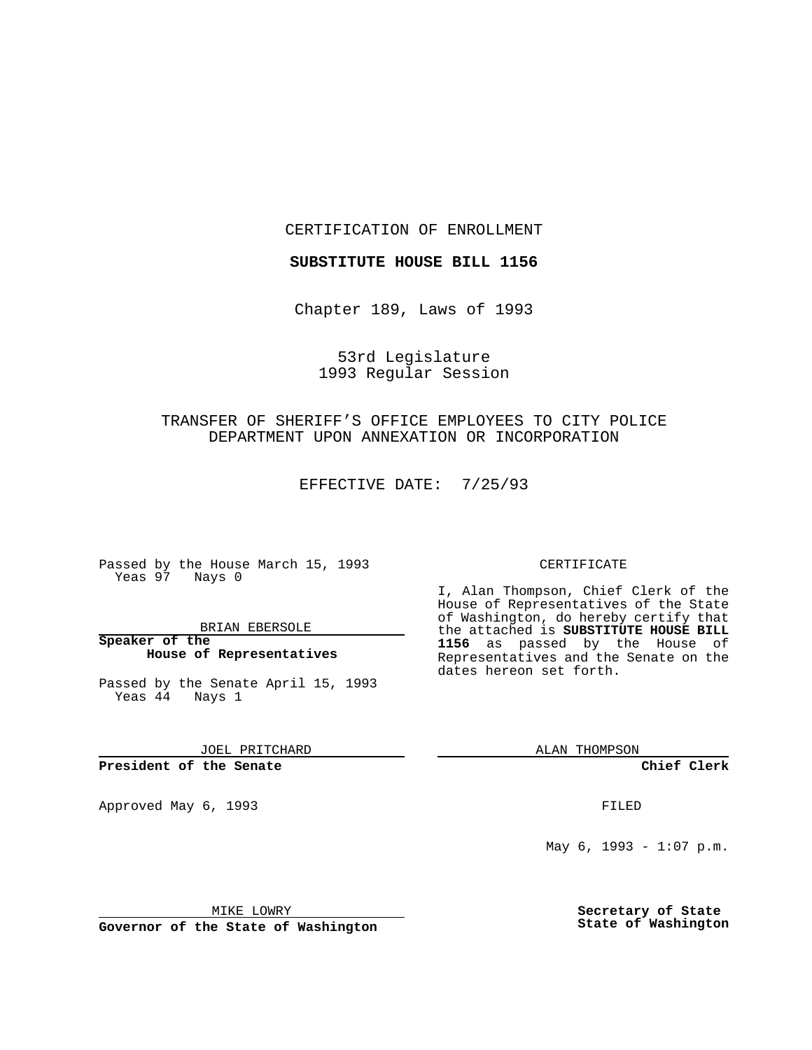CERTIFICATION OF ENROLLMENT

**SUBSTITUTE HOUSE BILL 1156**

Chapter 189, Laws of 1993

53rd Legislature
1993 Regular Session

TRANSFER OF SHERIFF'S OFFICE EMPLOYEES TO CITY POLICE DEPARTMENT UPON ANNEXATION OR INCORPORATION

EFFECTIVE DATE: 7/25/93

Passed by the House March 15, 1993
Yeas 97 Nays 0

BRIAN EBERSOLE

**Speaker of the House of Representatives**

Passed by the Senate April 15, 1993
Yeas 44 Nays 1

JOEL PRITCHARD

**President of the Senate**

Approved May 6, 1993

MIKE LOWRY

**Governor of the State of Washington**

CERTIFICATE

I, Alan Thompson, Chief Clerk of the House of Representatives of the State of Washington, do hereby certify that the attached is **SUBSTITUTE HOUSE BILL 1156** as passed by the House of Representatives and the Senate on the dates hereon set forth.

ALAN THOMPSON

**Chief Clerk**

FILED

May 6, 1993 - 1:07 p.m.

**Secretary of State**
**State of Washington**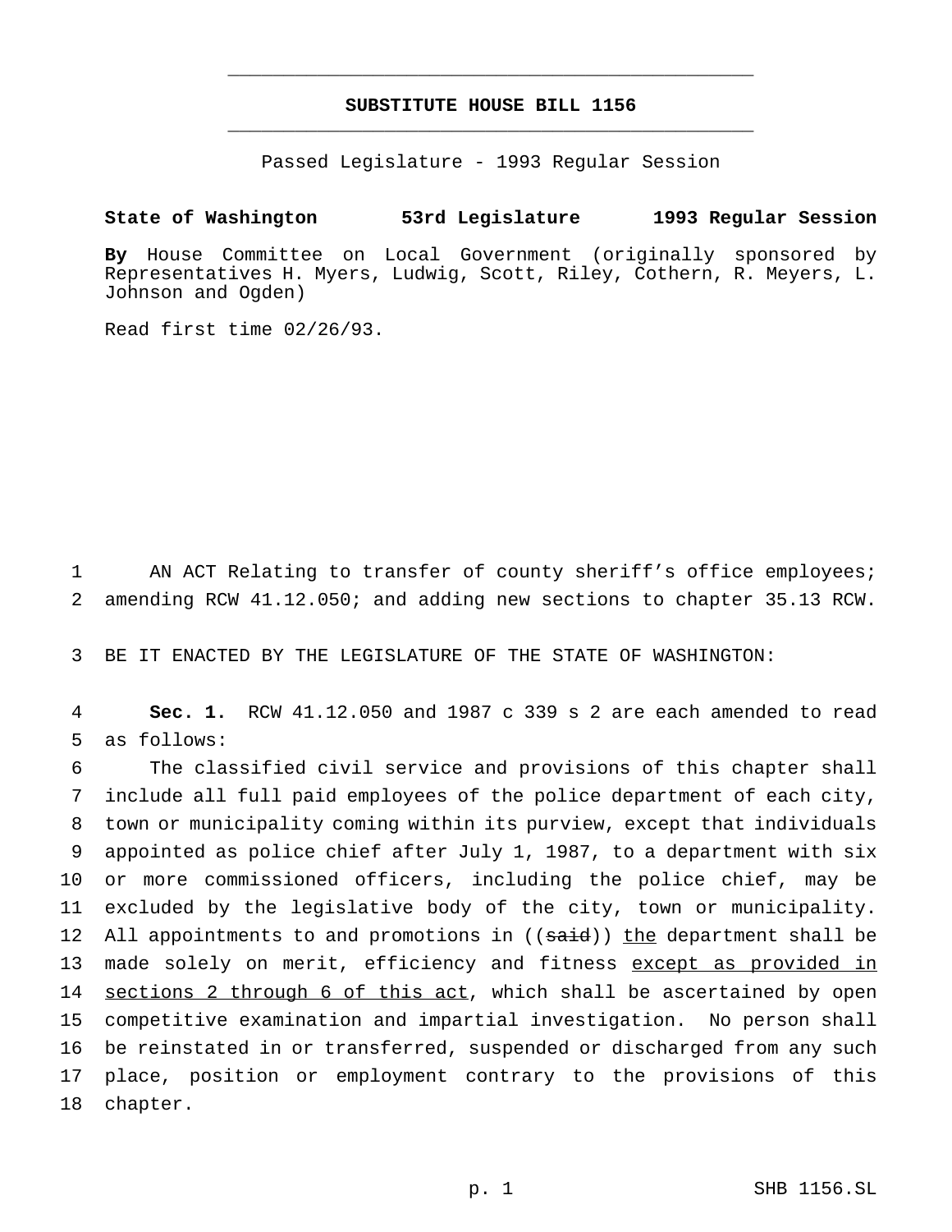# SUBSTITUTE HOUSE BILL 1156

Passed Legislature - 1993 Regular Session

**State of Washington 53rd Legislature 1993 Regular Session**

**By** House Committee on Local Government (originally sponsored by Representatives H. Myers, Ludwig, Scott, Riley, Cothern, R. Meyers, L. Johnson and Ogden)

Read first time 02/26/93.

AN ACT Relating to transfer of county sheriff's office employees; amending RCW 41.12.050; and adding new sections to chapter 35.13 RCW.

BE IT ENACTED BY THE LEGISLATURE OF THE STATE OF WASHINGTON:

**Sec. 1.** RCW 41.12.050 and 1987 c 339 s 2 are each amended to read as follows:

The classified civil service and provisions of this chapter shall include all full paid employees of the police department of each city, town or municipality coming within its purview, except that individuals appointed as police chief after July 1, 1987, to a department with six or more commissioned officers, including the police chief, may be excluded by the legislative body of the city, town or municipality. All appointments to and promotions in ((~~said~~)) <u>the</u> department shall be made solely on merit, efficiency and fitness <u>except as provided in sections 2 through 6 of this act</u>, which shall be ascertained by open competitive examination and impartial investigation. No person shall be reinstated in or transferred, suspended or discharged from any such place, position or employment contrary to the provisions of this chapter.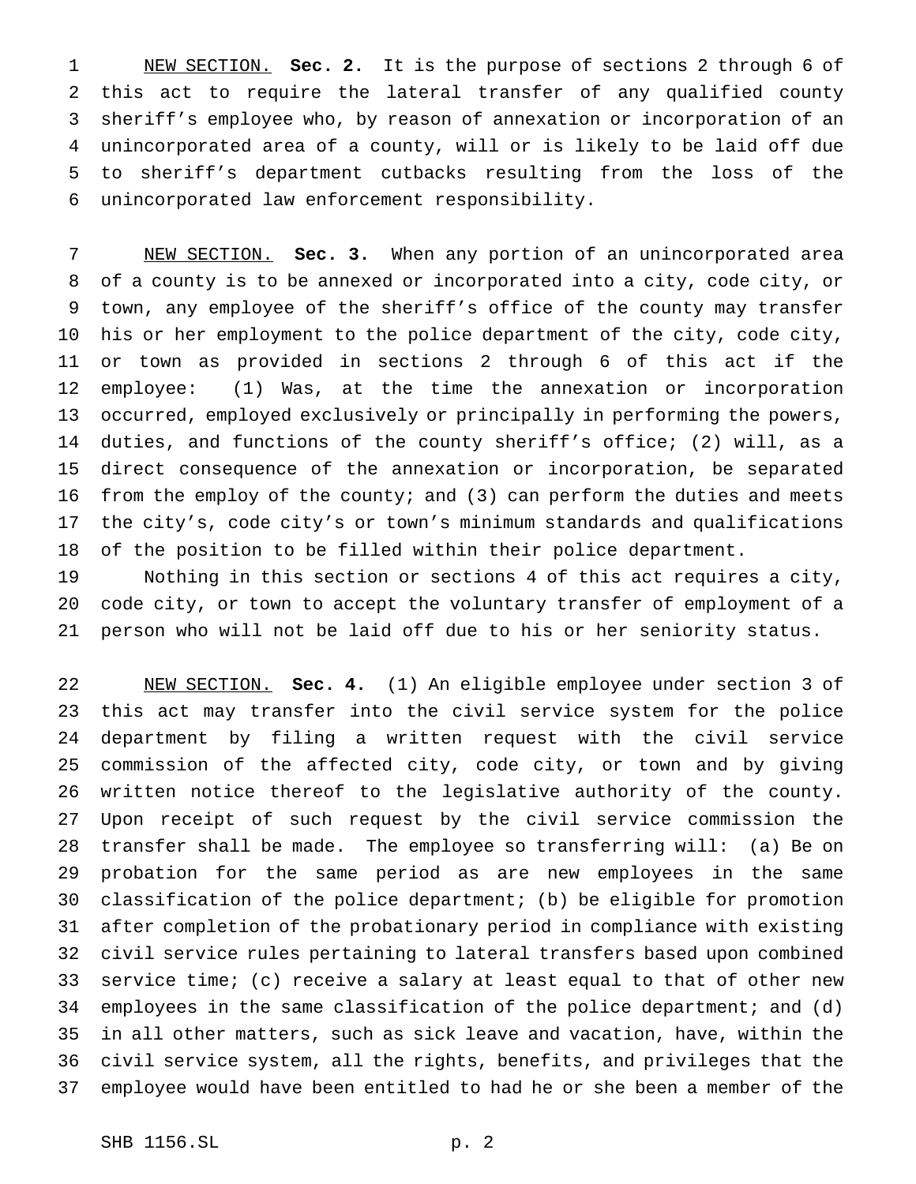NEW SECTION. **Sec. 2.** It is the purpose of sections 2 through 6 of this act to require the lateral transfer of any qualified county sheriff's employee who, by reason of annexation or incorporation of an unincorporated area of a county, will or is likely to be laid off due to sheriff's department cutbacks resulting from the loss of the unincorporated law enforcement responsibility.

NEW SECTION. **Sec. 3.** When any portion of an unincorporated area of a county is to be annexed or incorporated into a city, code city, or town, any employee of the sheriff's office of the county may transfer his or her employment to the police department of the city, code city, or town as provided in sections 2 through 6 of this act if the employee: (1) Was, at the time the annexation or incorporation occurred, employed exclusively or principally in performing the powers, duties, and functions of the county sheriff's office; (2) will, as a direct consequence of the annexation or incorporation, be separated from the employ of the county; and (3) can perform the duties and meets the city's, code city's or town's minimum standards and qualifications of the position to be filled within their police department.

Nothing in this section or sections 4 of this act requires a city, code city, or town to accept the voluntary transfer of employment of a person who will not be laid off due to his or her seniority status.

NEW SECTION. **Sec. 4.** (1) An eligible employee under section 3 of this act may transfer into the civil service system for the police department by filing a written request with the civil service commission of the affected city, code city, or town and by giving written notice thereof to the legislative authority of the county. Upon receipt of such request by the civil service commission the transfer shall be made. The employee so transferring will: (a) Be on probation for the same period as are new employees in the same classification of the police department; (b) be eligible for promotion after completion of the probationary period in compliance with existing civil service rules pertaining to lateral transfers based upon combined service time; (c) receive a salary at least equal to that of other new employees in the same classification of the police department; and (d) in all other matters, such as sick leave and vacation, have, within the civil service system, all the rights, benefits, and privileges that the employee would have been entitled to had he or she been a member of the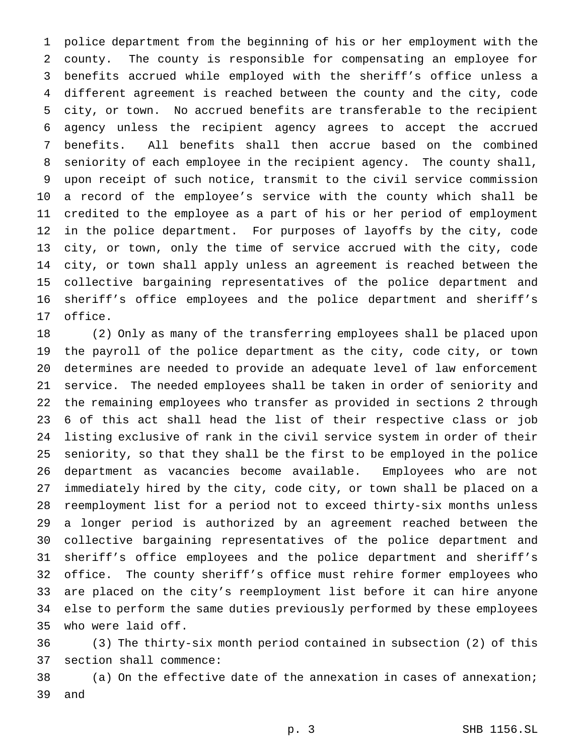police department from the beginning of his or her employment with the county. The county is responsible for compensating an employee for benefits accrued while employed with the sheriff's office unless a different agreement is reached between the county and the city, code city, or town. No accrued benefits are transferable to the recipient agency unless the recipient agency agrees to accept the accrued benefits. All benefits shall then accrue based on the combined seniority of each employee in the recipient agency. The county shall, upon receipt of such notice, transmit to the civil service commission a record of the employee's service with the county which shall be credited to the employee as a part of his or her period of employment in the police department. For purposes of layoffs by the city, code city, or town, only the time of service accrued with the city, code city, or town shall apply unless an agreement is reached between the collective bargaining representatives of the police department and sheriff's office employees and the police department and sheriff's office.

(2) Only as many of the transferring employees shall be placed upon the payroll of the police department as the city, code city, or town determines are needed to provide an adequate level of law enforcement service. The needed employees shall be taken in order of seniority and the remaining employees who transfer as provided in sections 2 through 6 of this act shall head the list of their respective class or job listing exclusive of rank in the civil service system in order of their seniority, so that they shall be the first to be employed in the police department as vacancies become available. Employees who are not immediately hired by the city, code city, or town shall be placed on a reemployment list for a period not to exceed thirty-six months unless a longer period is authorized by an agreement reached between the collective bargaining representatives of the police department and sheriff's office employees and the police department and sheriff's office. The county sheriff's office must rehire former employees who are placed on the city's reemployment list before it can hire anyone else to perform the same duties previously performed by these employees who were laid off.

(3) The thirty-six month period contained in subsection (2) of this section shall commence:

(a) On the effective date of the annexation in cases of annexation; and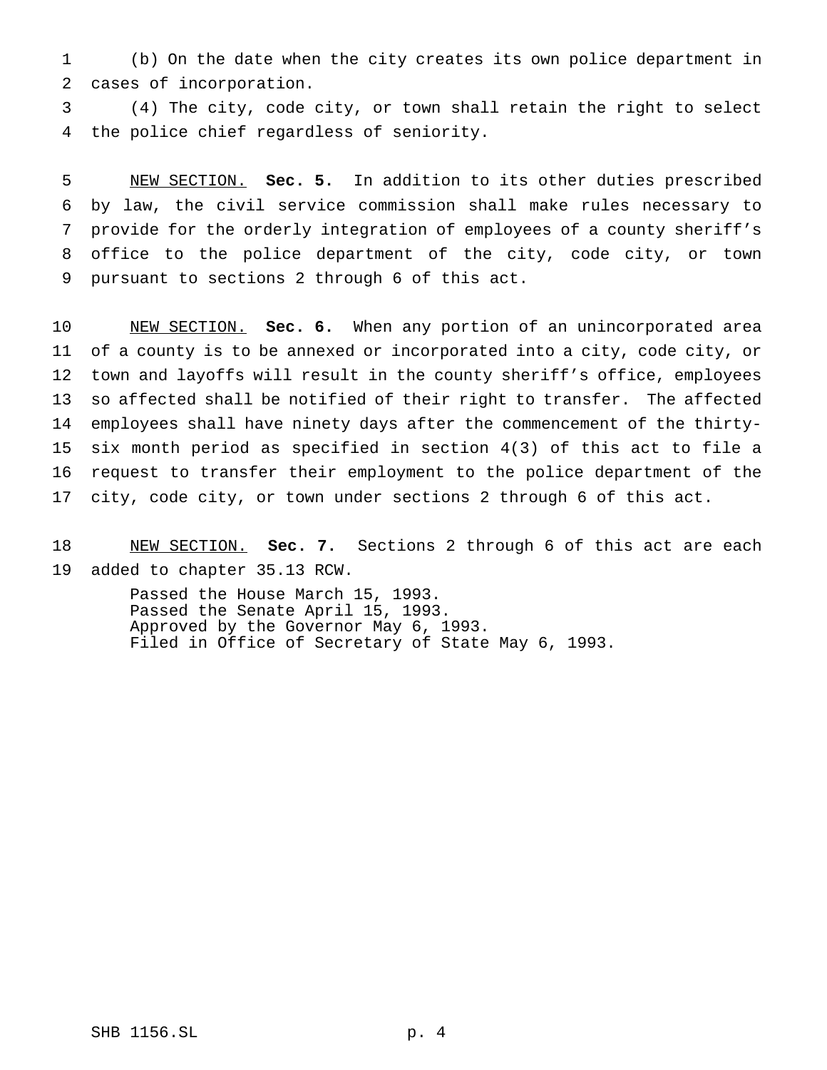(b) On the date when the city creates its own police department in cases of incorporation.

(4) The city, code city, or town shall retain the right to select the police chief regardless of seniority.

NEW SECTION. **Sec. 5.** In addition to its other duties prescribed by law, the civil service commission shall make rules necessary to provide for the orderly integration of employees of a county sheriff's office to the police department of the city, code city, or town pursuant to sections 2 through 6 of this act.

NEW SECTION. **Sec. 6.** When any portion of an unincorporated area of a county is to be annexed or incorporated into a city, code city, or town and layoffs will result in the county sheriff's office, employees so affected shall be notified of their right to transfer. The affected employees shall have ninety days after the commencement of the thirty-six month period as specified in section 4(3) of this act to file a request to transfer their employment to the police department of the city, code city, or town under sections 2 through 6 of this act.

NEW SECTION. **Sec. 7.** Sections 2 through 6 of this act are each added to chapter 35.13 RCW.

Passed the House March 15, 1993.
Passed the Senate April 15, 1993.
Approved by the Governor May 6, 1993.
Filed in Office of Secretary of State May 6, 1993.